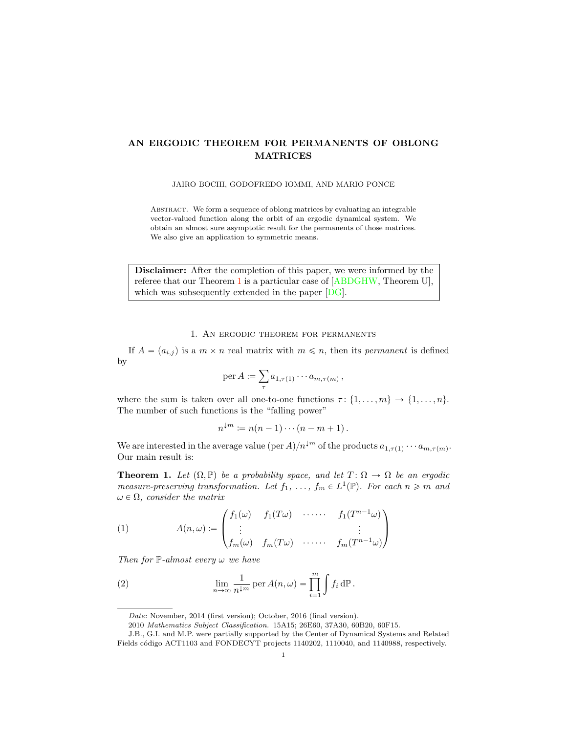# AN ERGODIC THEOREM FOR PERMANENTS OF OBLONG MATRICES

JAIRO BOCHI, GODOFREDO IOMMI, AND MARIO PONCE

Abstract. We form a sequence of oblong matrices by evaluating an integrable vector-valued function along the orbit of an ergodic dynamical system. We obtain an almost sure asymptotic result for the permanents of those matrices. We also give an application to symmetric means.

> **Disclaimer:** After the completion of this paper, we were informed by the referee that our Theorem 1 is a particular case of [ABDGHW, Theorem U], which was subsequently extended in the paper [DG].

## 1. An ergodic theorem for permanents

If $A = (a_{i,j})$ is a $m \times n$ real matrix with $m \leqslant n$, then its *permanent* is defined by

$$\operatorname{per} A := \sum_{\tau} a_{1,\tau(1)} \cdots a_{m,\tau(m)}\,,$$

where the sum is taken over all one-to-one functions $\tau \colon \{1, \dots, m\} \to \{1, \dots, n\}$. The number of such functions is the "falling power"

$$n^{\downarrow m} := n(n-1)\cdots(n-m+1)\,.$$

We are interested in the average value $(\operatorname{per} A)/n^{\downarrow m}$ of the products $a_{1,\tau(1)} \cdots a_{m,\tau(m)}$. Our main result is:

**Theorem 1.** *Let $(\Omega, \mathbb{P})$ be a probability space, and let $T \colon \Omega \to \Omega$ be an ergodic measure-preserving transformation. Let $f_1, \dots, f_m \in L^1(\mathbb{P})$. For each $n \geqslant m$ and $\omega \in \Omega$, consider the matrix*

$$A(n,\omega) := \begin{pmatrix} f_1(\omega) & f_1(T\omega) & \cdots\cdots & f_1(T^{n-1}\omega) \\ \vdots & & & \vdots \\ f_m(\omega) & f_m(T\omega) & \cdots\cdots & f_m(T^{n-1}\omega) \end{pmatrix} \tag{1}$$

*Then for $\mathbb{P}$-almost every $\omega$ we have*

$$\lim_{n \to \infty} \frac{1}{n^{\downarrow m}} \operatorname{per} A(n,\omega) = \prod_{i=1}^{m} \int f_i \, d\mathbb{P}\,. \tag{2}$$

---

*Date*: November, 2014 (first version); October, 2016 (final version).

2010 *Mathematics Subject Classification.* 15A15; 26E60, 37A30, 60B20, 60F15.

J.B., G.I. and M.P. were partially supported by the Center of Dynamical Systems and Related Fields código ACT1103 and FONDECYT projects 1140202, 1110040, and 1140988, respectively.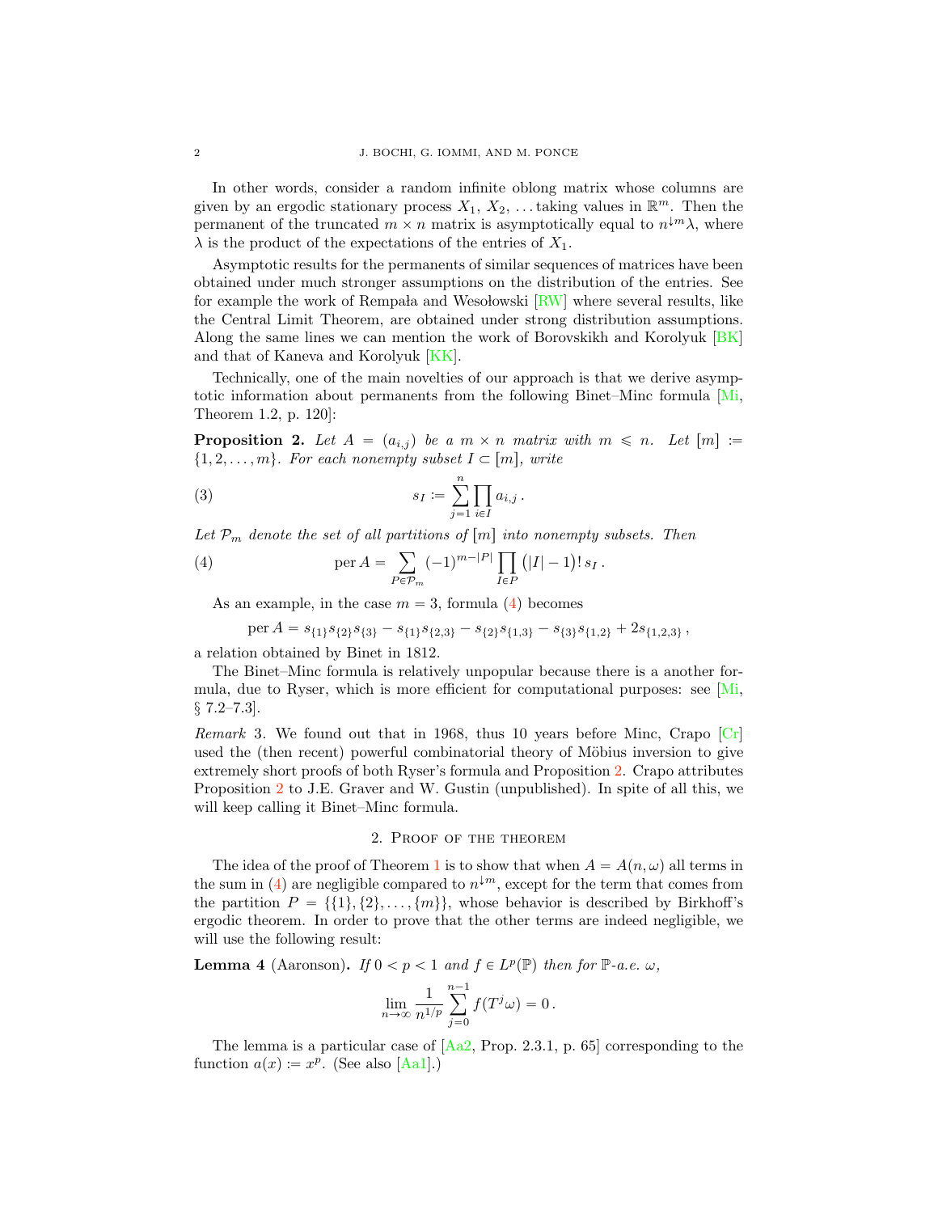In other words, consider a random infinite oblong matrix whose columns are given by an ergodic stationary process $X_1$, $X_2$, ... taking values in $\mathbb{R}^m$. Then the permanent of the truncated $m \times n$ matrix is asymptotically equal to $n^{\downarrow m}\lambda$, where $\lambda$ is the product of the expectations of the entries of $X_1$.

Asymptotic results for the permanents of similar sequences of matrices have been obtained under much stronger assumptions on the distribution of the entries. See for example the work of Rempała and Wesołowski [RW] where several results, like the Central Limit Theorem, are obtained under strong distribution assumptions. Along the same lines we can mention the work of Borovskikh and Korolyuk [BK] and that of Kaneva and Korolyuk [KK].

Technically, one of the main novelties of our approach is that we derive asymptotic information about permanents from the following Binet–Minc formula [Mi, Theorem 1.2, p. 120]:

**Proposition 2.** *Let $A = (a_{i,j})$ be a $m \times n$ matrix with $m \leqslant n$. Let $[m] := \{1, 2, \dots, m\}$. For each nonempty subset $I \subset [m]$, write*

$$s_I := \sum_{j=1}^{n} \prod_{i \in I} a_{i,j} \,. \tag{3}$$

*Let $\mathcal{P}_m$ denote the set of all partitions of $[m]$ into nonempty subsets. Then*

$$\operatorname{per} A = \sum_{P \in \mathcal{P}_m} (-1)^{m-|P|} \prod_{I \in P} \big(|I|-1\big)!\, s_I \,. \tag{4}$$

As an example, in the case $m = 3$, formula (4) becomes

$$\operatorname{per} A = s_{\{1\}}s_{\{2\}}s_{\{3\}} - s_{\{1\}}s_{\{2,3\}} - s_{\{2\}}s_{\{1,3\}} - s_{\{3\}}s_{\{1,2\}} + 2s_{\{1,2,3\}} \,,$$

a relation obtained by Binet in 1812.

The Binet–Minc formula is relatively unpopular because there is a another formula, due to Ryser, which is more efficient for computational purposes: see [Mi, § 7.2–7.3].

*Remark* 3. We found out that in 1968, thus 10 years before Minc, Crapo [Cr] used the (then recent) powerful combinatorial theory of Möbius inversion to give extremely short proofs of both Ryser's formula and Proposition 2. Crapo attributes Proposition 2 to J.E. Graver and W. Gustin (unpublished). In spite of all this, we will keep calling it Binet–Minc formula.

## 2. Proof of the theorem

The idea of the proof of Theorem 1 is to show that when $A = A(n, \omega)$ all terms in the sum in (4) are negligible compared to $n^{\downarrow m}$, except for the term that comes from the partition $P = \{\{1\}, \{2\}, \dots, \{m\}\}$, whose behavior is described by Birkhoff's ergodic theorem. In order to prove that the other terms are indeed negligible, we will use the following result:

**Lemma 4** (Aaronson)**.** *If $0 < p < 1$ and $f \in L^p(\mathbb{P})$ then for $\mathbb{P}$-a.e. $\omega$,*

$$\lim_{n \to \infty} \frac{1}{n^{1/p}} \sum_{j=0}^{n-1} f(T^j \omega) = 0 \,.$$

The lemma is a particular case of [Aa2, Prop. 2.3.1, p. 65] corresponding to the function $a(x) := x^p$. (See also [Aa1].)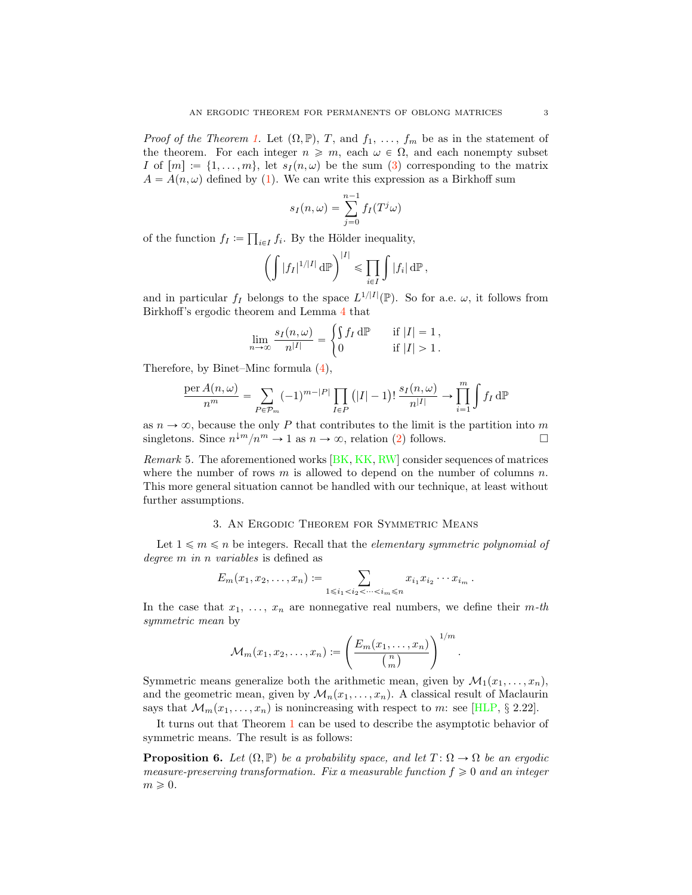*Proof of the Theorem 1.* Let $(\Omega, \mathbb{P})$, $T$, and $f_1, \ldots, f_m$ be as in the statement of the theorem. For each integer $n \geqslant m$, each $\omega \in \Omega$, and each nonempty subset $I$ of $[m] := \{1, \ldots, m\}$, let $s_I(n, \omega)$ be the sum (3) corresponding to the matrix $A = A(n, \omega)$ defined by (1). We can write this expression as a Birkhoff sum

$$s_I(n, \omega) = \sum_{j=0}^{n-1} f_I(T^j \omega)$$

of the function $f_I := \prod_{i \in I} f_i$. By the Hölder inequality,

$$\left( \int |f_I|^{1/|I|} \, \mathrm{d}\mathbb{P} \right)^{|I|} \leqslant \prod_{i \in I} \int |f_i| \, \mathrm{d}\mathbb{P} \,,$$

and in particular $f_I$ belongs to the space $L^{1/|I|}(\mathbb{P})$. So for a.e. $\omega$, it follows from Birkhoff's ergodic theorem and Lemma 4 that

$$\lim_{n \to \infty} \frac{s_I(n, \omega)}{n^{|I|}} = \begin{cases} \int f_I \, \mathrm{d}\mathbb{P} & \text{if } |I| = 1 \,, \\ 0 & \text{if } |I| > 1 \,. \end{cases}$$

Therefore, by Binet–Minc formula (4),

$$\frac{\operatorname{per} A(n, \omega)}{n^m} = \sum_{P \in \mathcal{P}_m} (-1)^{m - |P|} \prod_{I \in P} \big(|I| - 1\big)! \, \frac{s_I(n, \omega)}{n^{|I|}} \to \prod_{i=1}^{m} \int f_I \, \mathrm{d}\mathbb{P}$$

as $n \to \infty$, because the only $P$ that contributes to the limit is the partition into $m$ singletons. Since $n^{\downarrow m}/n^m \to 1$ as $n \to \infty$, relation (2) follows. $\square$

*Remark* 5. The aforementioned works [BK, KK, RW] consider sequences of matrices where the number of rows $m$ is allowed to depend on the number of columns $n$. This more general situation cannot be handled with our technique, at least without further assumptions.

## 3. An Ergodic Theorem for Symmetric Means

Let $1 \leqslant m \leqslant n$ be integers. Recall that the *elementary symmetric polynomial of degree $m$ in $n$ variables* is defined as

$$E_m(x_1, x_2, \ldots, x_n) := \sum_{1 \leqslant i_1 < i_2 < \cdots < i_m \leqslant n} x_{i_1} x_{i_2} \cdots x_{i_m} \,.$$

In the case that $x_1, \ldots, x_n$ are nonnegative real numbers, we define their *$m$-th symmetric mean* by

$$\mathcal{M}_m(x_1, x_2, \ldots, x_n) := \left( \frac{E_m(x_1, \ldots, x_n)}{\binom{n}{m}} \right)^{1/m} .$$

Symmetric means generalize both the arithmetic mean, given by $\mathcal{M}_1(x_1, \ldots, x_n)$, and the geometric mean, given by $\mathcal{M}_n(x_1, \ldots, x_n)$. A classical result of Maclaurin says that $\mathcal{M}_m(x_1, \ldots, x_n)$ is nonincreasing with respect to $m$: see [HLP, § 2.22].

It turns out that Theorem 1 can be used to describe the asymptotic behavior of symmetric means. The result is as follows:

**Proposition 6.** *Let $(\Omega, \mathbb{P})$ be a probability space, and let $T \colon \Omega \to \Omega$ be an ergodic measure-preserving transformation. Fix a measurable function $f \geqslant 0$ and an integer $m \geqslant 0$.*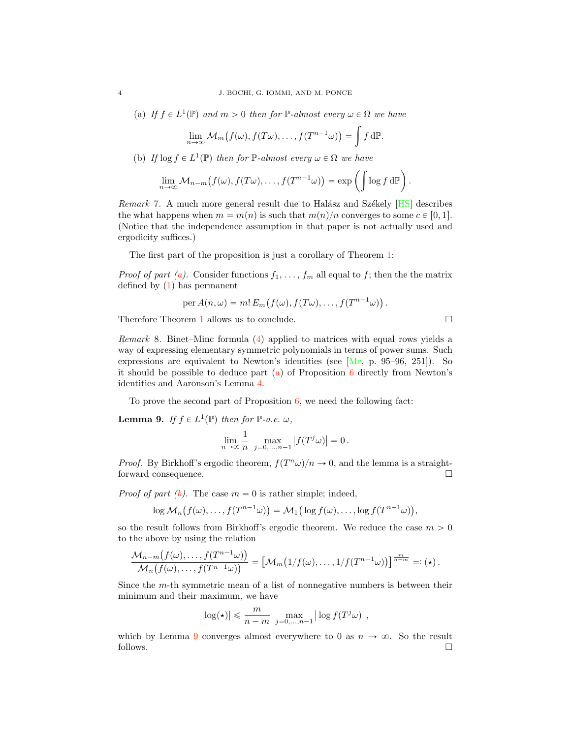(a) *If $f \in L^1(\mathbb{P})$ and $m > 0$ then for $\mathbb{P}$-almost every $\omega \in \Omega$ we have*

$$\lim_{n\to\infty} \mathcal{M}_m\big(f(\omega), f(T\omega), \ldots, f(T^{n-1}\omega)\big) = \int f \, d\mathbb{P}.$$

(b) *If $\log f \in L^1(\mathbb{P})$ then for $\mathbb{P}$-almost every $\omega \in \Omega$ we have*

$$\lim_{n\to\infty} \mathcal{M}_{n-m}\big(f(\omega), f(T\omega), \ldots, f(T^{n-1}\omega)\big) = \exp\left(\int \log f \, d\mathbb{P}\right).$$

*Remark* 7. A much more general result due to Halász and Székely [HS] describes the what happens when $m = m(n)$ is such that $m(n)/n$ converges to some $c \in [0, 1]$. (Notice that the independence assumption in that paper is not actually used and ergodicity suffices.)

The first part of the proposition is just a corollary of Theorem 1:

*Proof of part (a).* Consider functions $f_1, \ldots, f_m$ all equal to $f$; then the the matrix defined by (1) has permanent

$$\operatorname{per} A(n, \omega) = m! \, E_m\big(f(\omega), f(T\omega), \ldots, f(T^{n-1}\omega)\big).$$

Therefore Theorem 1 allows us to conclude. □

*Remark* 8. Binet–Minc formula (4) applied to matrices with equal rows yields a way of expressing elementary symmetric polynomials in terms of power sums. Such expressions are equivalent to Newton's identities (see [Me, p. 95–96, 251]). So it should be possible to deduce part (a) of Proposition 6 directly from Newton's identities and Aaronson's Lemma 4.

To prove the second part of Proposition 6, we need the following fact:

**Lemma 9.** *If $f \in L^1(\mathbb{P})$ then for $\mathbb{P}$-a.e. $\omega$,*

$$\lim_{n\to\infty} \frac{1}{n} \max_{j=0,\ldots,n-1} \big|f(T^j\omega)\big| = 0.$$

*Proof.* By Birkhoff's ergodic theorem, $f(T^n\omega)/n \to 0$, and the lemma is a straightforward consequence. □

*Proof of part (b).* The case $m = 0$ is rather simple; indeed,

$$\log \mathcal{M}_n\big(f(\omega), \ldots, f(T^{n-1}\omega)\big) = \mathcal{M}_1\big(\log f(\omega), \ldots, \log f(T^{n-1}\omega)\big),$$

so the result follows from Birkhoff's ergodic theorem. We reduce the case $m > 0$ to the above by using the relation

$$\frac{\mathcal{M}_{n-m}\big(f(\omega), \ldots, f(T^{n-1}\omega)\big)}{\mathcal{M}_n\big(f(\omega), \ldots, f(T^{n-1}\omega)\big)} = \big[\mathcal{M}_m\big(1/f(\omega), \ldots, 1/f(T^{n-1}\omega)\big)\big]^{\frac{m}{n-m}} =: (\star).$$

Since the $m$-th symmetric mean of a list of nonnegative numbers is between their minimum and their maximum, we have

$$|\log(\star)| \leq \frac{m}{n-m} \max_{j=0,\ldots,n-1} \big|\log f(T^j\omega)\big|,$$

which by Lemma 9 converges almost everywhere to 0 as $n \to \infty$. So the result follows. □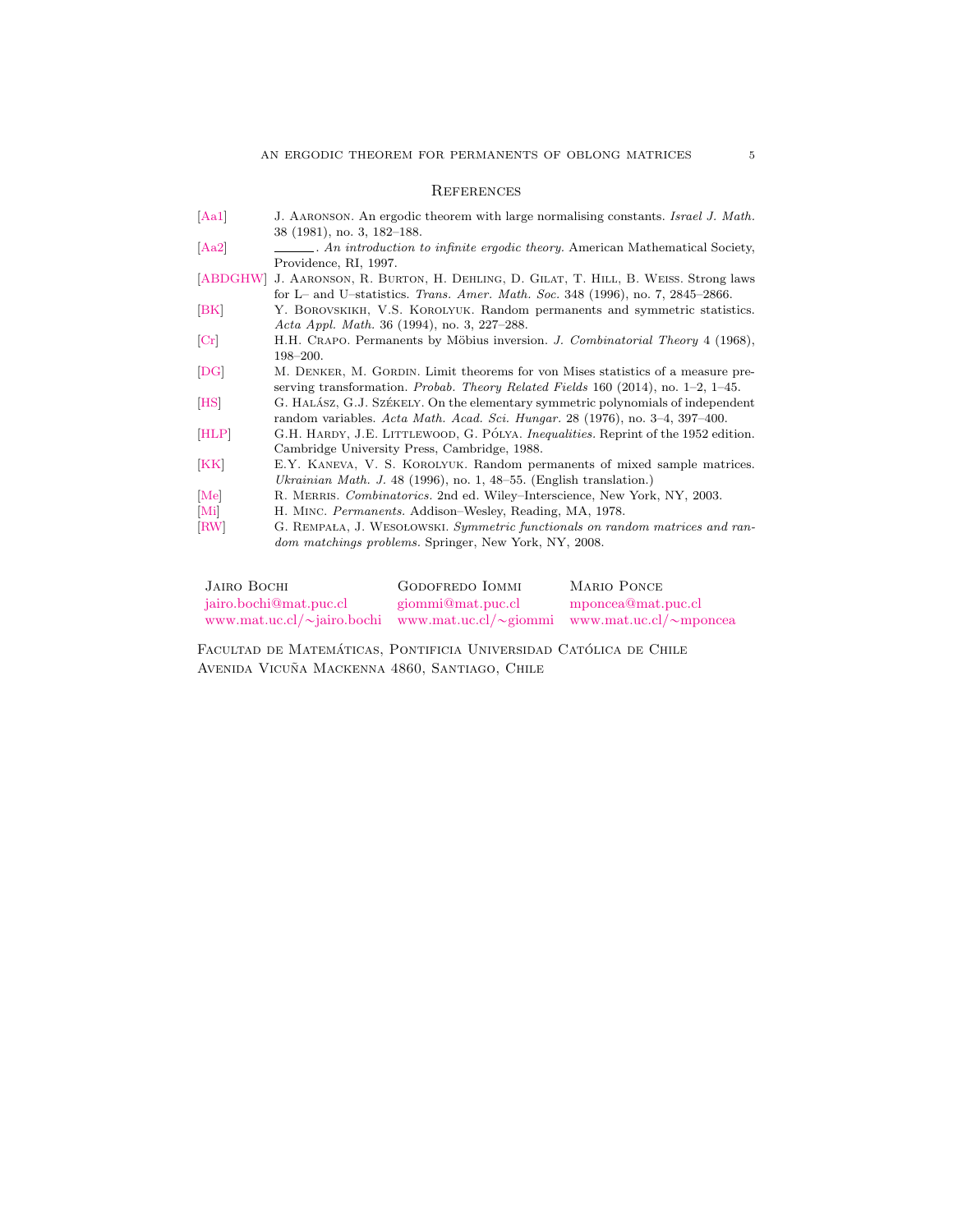## References

[Aa1] J. Aaronson. An ergodic theorem with large normalising constants. *Israel J. Math.* 38 (1981), no. 3, 182–188.

[Aa2] ______. *An introduction to infinite ergodic theory.* American Mathematical Society, Providence, RI, 1997.

[ABDGHW] J. Aaronson, R. Burton, H. Dehling, D. Gilat, T. Hill, B. Weiss. Strong laws for L– and U–statistics. *Trans. Amer. Math. Soc.* 348 (1996), no. 7, 2845–2866.

[BK] Y. Borovskikh, V.S. Korolyuk. Random permanents and symmetric statistics. *Acta Appl. Math.* 36 (1994), no. 3, 227–288.

[Cr] H.H. Crapo. Permanents by Möbius inversion. *J. Combinatorial Theory* 4 (1968), 198–200.

[DG] M. Denker, M. Gordin. Limit theorems for von Mises statistics of a measure preserving transformation. *Probab. Theory Related Fields* 160 (2014), no. 1–2, 1–45.

[HS] G. Halász, G.J. Székely. On the elementary symmetric polynomials of independent random variables. *Acta Math. Acad. Sci. Hungar.* 28 (1976), no. 3–4, 397–400.

[HLP] G.H. Hardy, J.E. Littlewood, G. Pólya. *Inequalities.* Reprint of the 1952 edition. Cambridge University Press, Cambridge, 1988.

[KK] E.Y. Kaneva, V. S. Korolyuk. Random permanents of mixed sample matrices. *Ukrainian Math. J.* 48 (1996), no. 1, 48–55. (English translation.)

[Me] R. Merris. *Combinatorics.* 2nd ed. Wiley–Interscience, New York, NY, 2003.

[Mi] H. Minc. *Permanents.* Addison–Wesley, Reading, MA, 1978.

[RW] G. Rempała, J. Wesołowski. *Symmetric functionals on random matrices and random matchings problems.* Springer, New York, NY, 2008.

Jairo Bochi
jairo.bochi@mat.puc.cl
www.mat.uc.cl/∼jairo.bochi

Godofredo Iommi
giommi@mat.puc.cl
www.mat.uc.cl/∼giommi

Mario Ponce
mponcea@mat.puc.cl
www.mat.uc.cl/∼mponcea

Facultad de Matemáticas, Pontificia Universidad Católica de Chile
Avenida Vicuña Mackenna 4860, Santiago, Chile